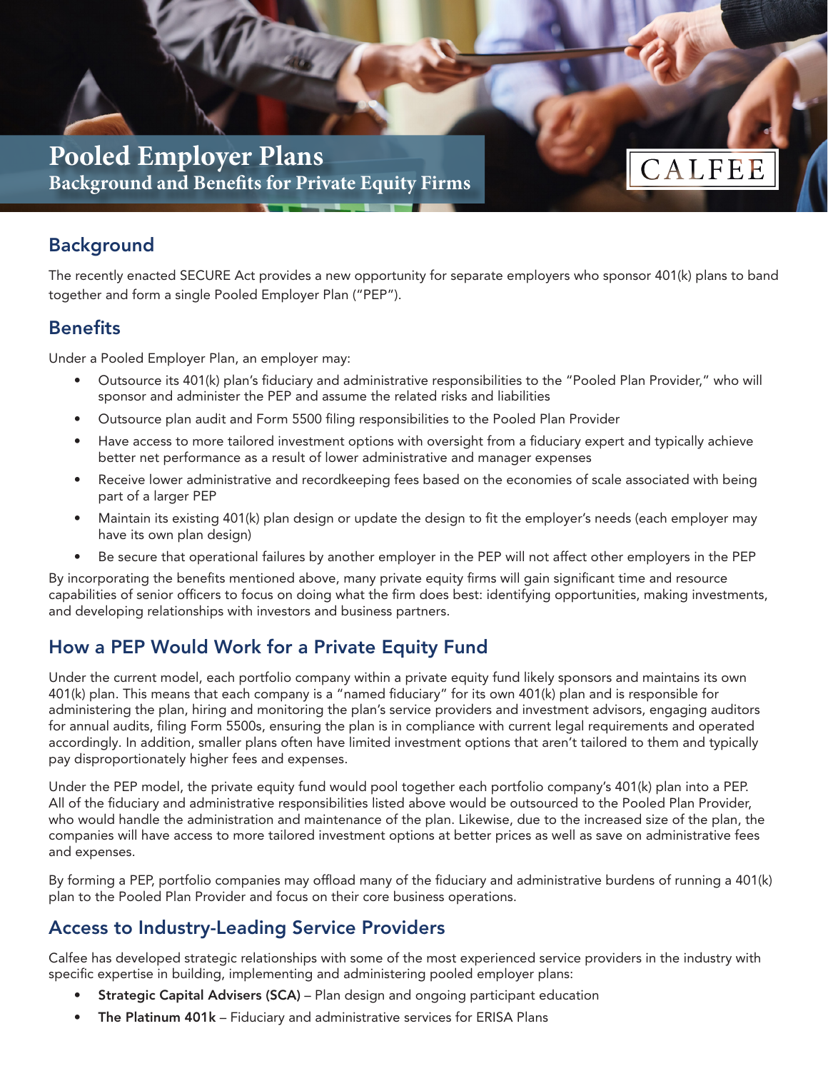# Pooled Employer Plans

## Background and Benefits for Private Equity Firms

CALFEE

## Background

The recently enacted SECURE Act provides a new opportunity for separate employers who sponsor 401(k) plans to band together and form a single Pooled Employer Plan ("PEP").

## Benefits

Under a Pooled Employer Plan, an employer may:

- Outsource its 401(k) plan's fiduciary and administrative responsibilities to the "Pooled Plan Provider," who will sponsor and administer the PEP and assume the related risks and liabilities
- Outsource plan audit and Form 5500 filing responsibilities to the Pooled Plan Provider
- Have access to more tailored investment options with oversight from a fiduciary expert and typically achieve better net performance as a result of lower administrative and manager expenses
- Receive lower administrative and recordkeeping fees based on the economies of scale associated with being part of a larger PEP
- Maintain its existing 401(k) plan design or update the design to fit the employer's needs (each employer may have its own plan design)
- Be secure that operational failures by another employer in the PEP will not affect other employers in the PEP

By incorporating the benefits mentioned above, many private equity firms will gain significant time and resource capabilities of senior officers to focus on doing what the firm does best: identifying opportunities, making investments, and developing relationships with investors and business partners.

## How a PEP Would Work for a Private Equity Fund

Under the current model, each portfolio company within a private equity fund likely sponsors and maintains its own 401(k) plan. This means that each company is a "named fiduciary" for its own 401(k) plan and is responsible for administering the plan, hiring and monitoring the plan's service providers and investment advisors, engaging auditors for annual audits, filing Form 5500s, ensuring the plan is in compliance with current legal requirements and operated accordingly. In addition, smaller plans often have limited investment options that aren't tailored to them and typically pay disproportionately higher fees and expenses.

Under the PEP model, the private equity fund would pool together each portfolio company's 401(k) plan into a PEP. All of the fiduciary and administrative responsibilities listed above would be outsourced to the Pooled Plan Provider, who would handle the administration and maintenance of the plan. Likewise, due to the increased size of the plan, the companies will have access to more tailored investment options at better prices as well as save on administrative fees and expenses.

By forming a PEP, portfolio companies may offload many of the fiduciary and administrative burdens of running a 401(k) plan to the Pooled Plan Provider and focus on their core business operations.

## Access to Industry-Leading Service Providers

Calfee has developed strategic relationships with some of the most experienced service providers in the industry with specific expertise in building, implementing and administering pooled employer plans:

- **Strategic Capital Advisers (SCA)** – Plan design and ongoing participant education
- **The Platinum 401k** – Fiduciary and administrative services for ERISA Plans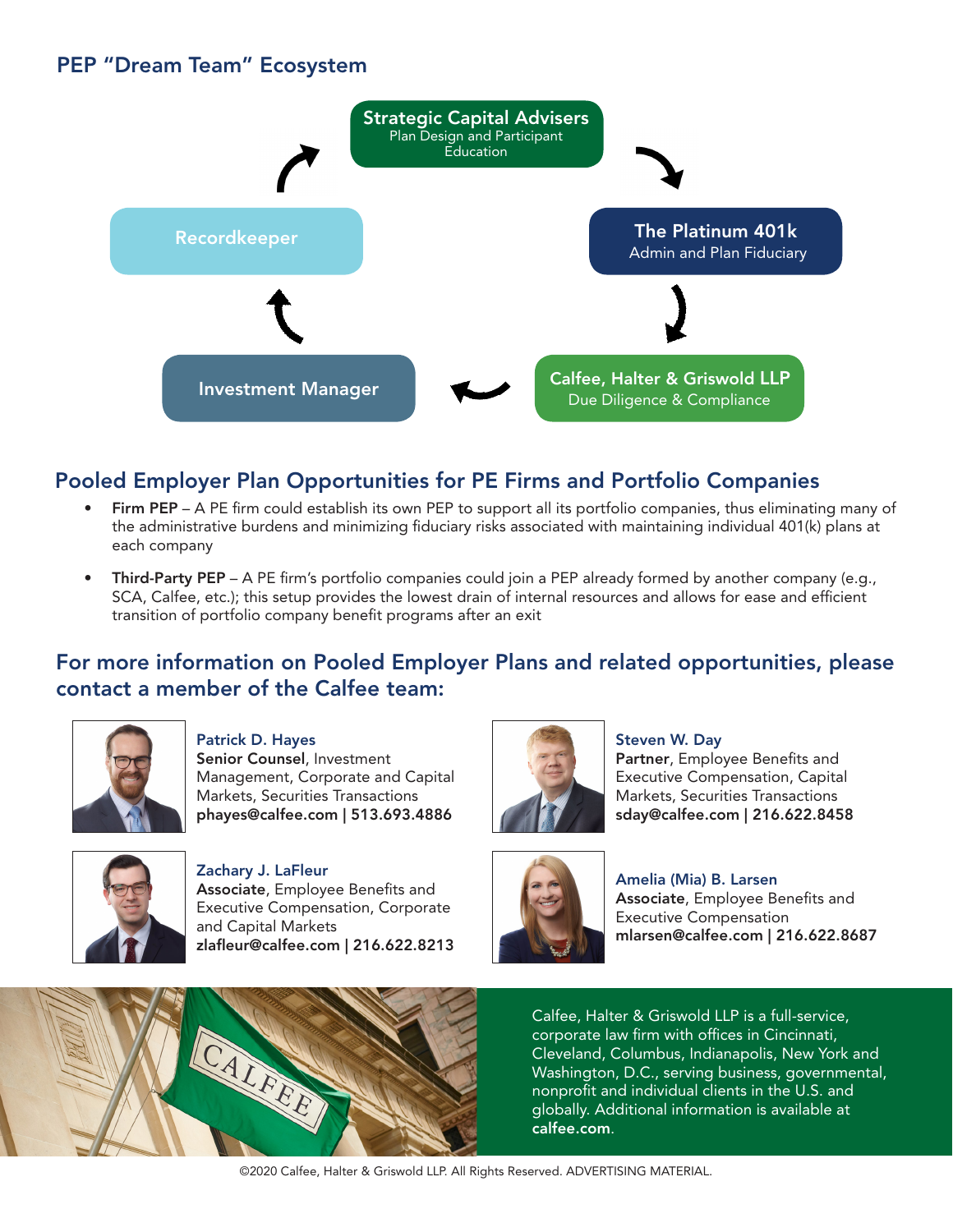## PEP "Dream Team" Ecosystem

**Strategic Capital Advisers**
Plan Design and Participant Education

**The Platinum 401k**
Admin and Plan Fiduciary

**Calfee, Halter & Griswold LLP**
Due Diligence & Compliance

**Investment Manager**

**Recordkeeper**

## Pooled Employer Plan Opportunities for PE Firms and Portfolio Companies

- **Firm PEP** – A PE firm could establish its own PEP to support all its portfolio companies, thus eliminating many of the administrative burdens and minimizing fiduciary risks associated with maintaining individual 401(k) plans at each company
- **Third-Party PEP** – A PE firm's portfolio companies could join a PEP already formed by another company (e.g., SCA, Calfee, etc.); this setup provides the lowest drain of internal resources and allows for ease and efficient transition of portfolio company benefit programs after an exit

## For more information on Pooled Employer Plans and related opportunities, please contact a member of the Calfee team:

**Patrick D. Hayes**
**Senior Counsel**, Investment Management, Corporate and Capital Markets, Securities Transactions
**phayes@calfee.com | 513.693.4886**

**Steven W. Day**
**Partner**, Employee Benefits and Executive Compensation, Capital Markets, Securities Transactions
**sday@calfee.com | 216.622.8458**

**Zachary J. LaFleur**
**Associate**, Employee Benefits and Executive Compensation, Corporate and Capital Markets
**zlafleur@calfee.com | 216.622.8213**

**Amelia (Mia) B. Larsen**
**Associate**, Employee Benefits and Executive Compensation
**mlarsen@calfee.com | 216.622.8687**

Calfee, Halter & Griswold LLP is a full-service, corporate law firm with offices in Cincinnati, Cleveland, Columbus, Indianapolis, New York and Washington, D.C., serving business, governmental, nonprofit and individual clients in the U.S. and globally. Additional information is available at **calfee.com**.

©2020 Calfee, Halter & Griswold LLP. All Rights Reserved. ADVERTISING MATERIAL.